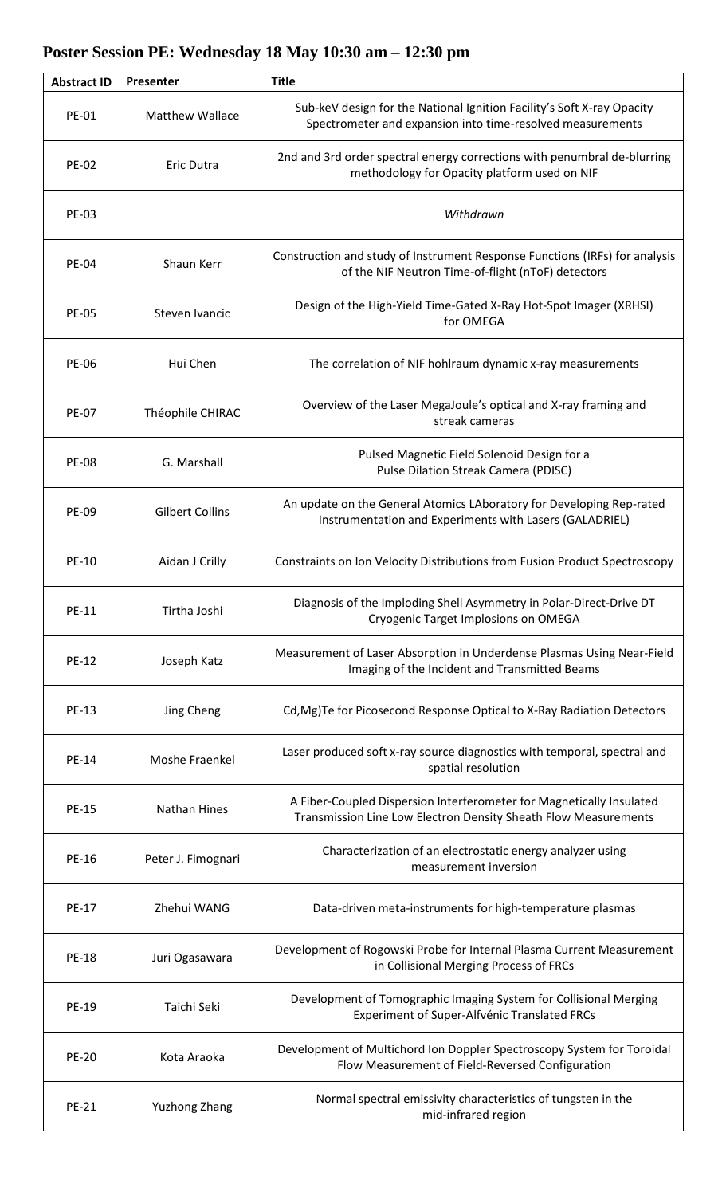## Poster Session PE: Wednesday 18 May 10:30 am – 12:30 pm

| Abstract ID | Presenter | Title |
|---|---|---|
| PE-01 | Matthew Wallace | Sub-keV design for the National Ignition Facility's Soft X-ray Opacity Spectrometer and expansion into time-resolved measurements |
| PE-02 | Eric Dutra | 2nd and 3rd order spectral energy corrections with penumbral de-blurring methodology for Opacity platform used on NIF |
| PE-03 | | *Withdrawn* |
| PE-04 | Shaun Kerr | Construction and study of Instrument Response Functions (IRFs) for analysis of the NIF Neutron Time-of-flight (nToF) detectors |
| PE-05 | Steven Ivancic | Design of the High-Yield Time-Gated X-Ray Hot-Spot Imager (XRHSI) for OMEGA |
| PE-06 | Hui Chen | The correlation of NIF hohlraum dynamic x-ray measurements |
| PE-07 | Théophile CHIRAC | Overview of the Laser MegaJoule's optical and X-ray framing and streak cameras |
| PE-08 | G. Marshall | Pulsed Magnetic Field Solenoid Design for a Pulse Dilation Streak Camera (PDISC) |
| PE-09 | Gilbert Collins | An update on the General Atomics LAboratory for Developing Rep-rated Instrumentation and Experiments with Lasers (GALADRIEL) |
| PE-10 | Aidan J Crilly | Constraints on Ion Velocity Distributions from Fusion Product Spectroscopy |
| PE-11 | Tirtha Joshi | Diagnosis of the Imploding Shell Asymmetry in Polar-Direct-Drive DT Cryogenic Target Implosions on OMEGA |
| PE-12 | Joseph Katz | Measurement of Laser Absorption in Underdense Plasmas Using Near-Field Imaging of the Incident and Transmitted Beams |
| PE-13 | Jing Cheng | Cd,Mg)Te for Picosecond Response Optical to X-Ray Radiation Detectors |
| PE-14 | Moshe Fraenkel | Laser produced soft x-ray source diagnostics with temporal, spectral and spatial resolution |
| PE-15 | Nathan Hines | A Fiber-Coupled Dispersion Interferometer for Magnetically Insulated Transmission Line Low Electron Density Sheath Flow Measurements |
| PE-16 | Peter J. Fimognari | Characterization of an electrostatic energy analyzer using measurement inversion |
| PE-17 | Zhehui WANG | Data-driven meta-instruments for high-temperature plasmas |
| PE-18 | Juri Ogasawara | Development of Rogowski Probe for Internal Plasma Current Measurement in Collisional Merging Process of FRCs |
| PE-19 | Taichi Seki | Development of Tomographic Imaging System for Collisional Merging Experiment of Super-Alfvénic Translated FRCs |
| PE-20 | Kota Araoka | Development of Multichord Ion Doppler Spectroscopy System for Toroidal Flow Measurement of Field-Reversed Configuration |
| PE-21 | Yuzhong Zhang | Normal spectral emissivity characteristics of tungsten in the mid-infrared region |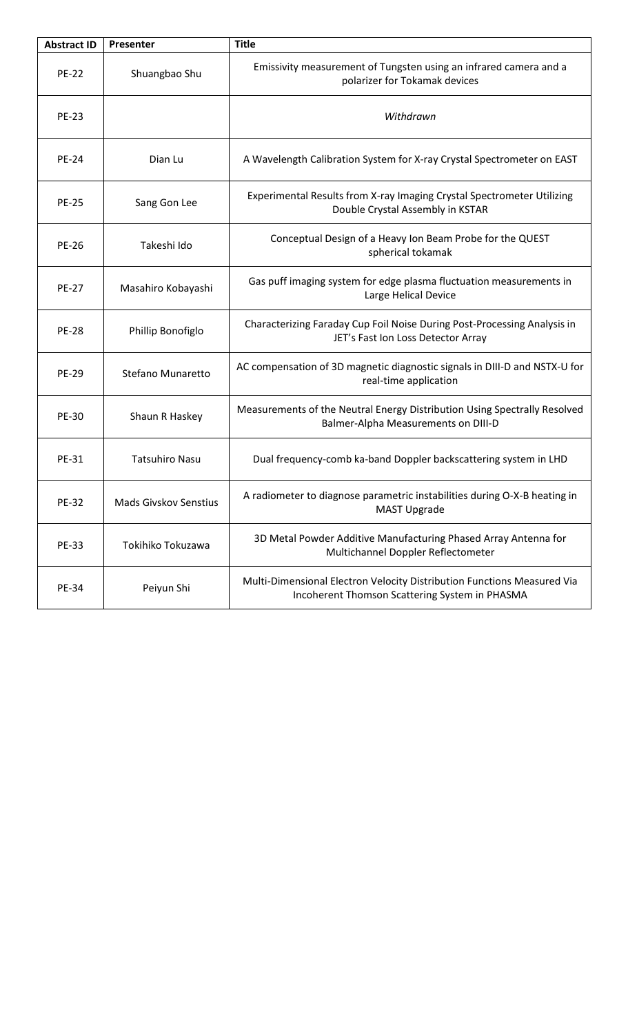| Abstract ID | Presenter | Title |
|---|---|---|
| PE-22 | Shuangbao Shu | Emissivity measurement of Tungsten using an infrared camera and a polarizer for Tokamak devices |
| PE-23 | | *Withdrawn* |
| PE-24 | Dian Lu | A Wavelength Calibration System for X-ray Crystal Spectrometer on EAST |
| PE-25 | Sang Gon Lee | Experimental Results from X-ray Imaging Crystal Spectrometer Utilizing Double Crystal Assembly in KSTAR |
| PE-26 | Takeshi Ido | Conceptual Design of a Heavy Ion Beam Probe for the QUEST spherical tokamak |
| PE-27 | Masahiro Kobayashi | Gas puff imaging system for edge plasma fluctuation measurements in Large Helical Device |
| PE-28 | Phillip Bonofiglo | Characterizing Faraday Cup Foil Noise During Post-Processing Analysis in JET's Fast Ion Loss Detector Array |
| PE-29 | Stefano Munaretto | AC compensation of 3D magnetic diagnostic signals in DIII-D and NSTX-U for real-time application |
| PE-30 | Shaun R Haskey | Measurements of the Neutral Energy Distribution Using Spectrally Resolved Balmer-Alpha Measurements on DIII-D |
| PE-31 | Tatsuhiro Nasu | Dual frequency-comb ka-band Doppler backscattering system in LHD |
| PE-32 | Mads Givskov Senstius | A radiometer to diagnose parametric instabilities during O-X-B heating in MAST Upgrade |
| PE-33 | Tokihiko Tokuzawa | 3D Metal Powder Additive Manufacturing Phased Array Antenna for Multichannel Doppler Reflectometer |
| PE-34 | Peiyun Shi | Multi-Dimensional Electron Velocity Distribution Functions Measured Via Incoherent Thomson Scattering System in PHASMA |